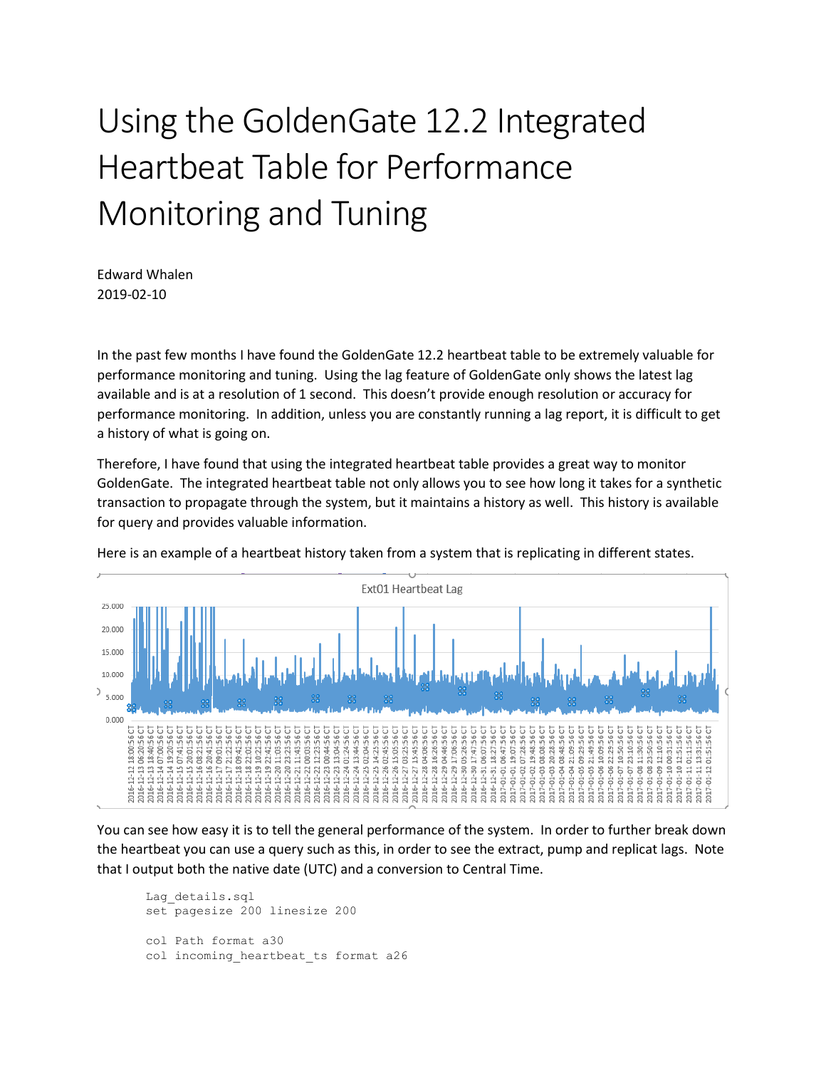# Using the GoldenGate 12.2 Integrated Heartbeat Table for Performance Monitoring and Tuning

Edward Whalen
2019-02-10

In the past few months I have found the GoldenGate 12.2 heartbeat table to be extremely valuable for performance monitoring and tuning. Using the lag feature of GoldenGate only shows the latest lag available and is at a resolution of 1 second. This doesn't provide enough resolution or accuracy for performance monitoring. In addition, unless you are constantly running a lag report, it is difficult to get a history of what is going on.

Therefore, I have found that using the integrated heartbeat table provides a great way to monitor GoldenGate. The integrated heartbeat table not only allows you to see how long it takes for a synthetic transaction to propagate through the system, but it maintains a history as well. This history is available for query and provides valuable information.

Here is an example of a heartbeat history taken from a system that is replicating in different states.

You can see how easy it is to tell the general performance of the system. In order to further break down the heartbeat you can use a query such as this, in order to see the extract, pump and replicat lags. Note that I output both the native date (UTC) and a conversion to Central Time.

```
Lag_details.sql
set pagesize 200 linesize 200

col Path format a30
col incoming_heartbeat_ts format a26
```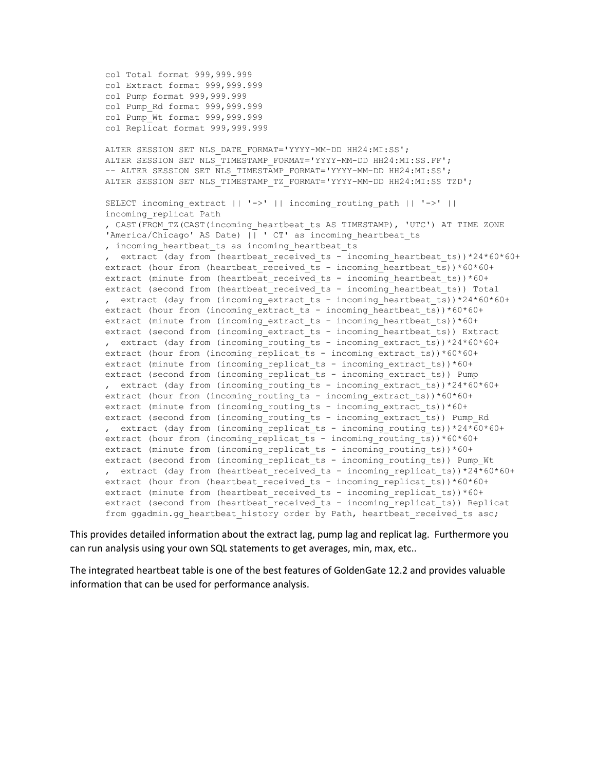```
col Total format 999,999.999
col Extract format 999,999.999
col Pump format 999,999.999
col Pump_Rd format 999,999.999
col Pump_Wt format 999,999.999
col Replicat format 999,999.999

ALTER SESSION SET NLS_DATE_FORMAT='YYYY-MM-DD HH24:MI:SS';
ALTER SESSION SET NLS_TIMESTAMP_FORMAT='YYYY-MM-DD HH24:MI:SS.FF';
-- ALTER SESSION SET NLS_TIMESTAMP_FORMAT='YYYY-MM-DD HH24:MI:SS';
ALTER SESSION SET NLS_TIMESTAMP_TZ_FORMAT='YYYY-MM-DD HH24:MI:SS TZD';

SELECT incoming_extract || '->' || incoming_routing_path || '->' ||
incoming_replicat Path
, CAST(FROM_TZ(CAST(incoming_heartbeat_ts AS TIMESTAMP), 'UTC') AT TIME ZONE
'America/Chicago' AS Date) || ' CT' as incoming_heartbeat_ts
, incoming_heartbeat_ts as incoming_heartbeat_ts
,  extract (day from (heartbeat_received_ts - incoming_heartbeat_ts))*24*60*60+
extract (hour from (heartbeat_received_ts - incoming_heartbeat_ts))*60*60+
extract (minute from (heartbeat_received_ts - incoming_heartbeat_ts))*60+
extract (second from (heartbeat_received_ts - incoming_heartbeat_ts)) Total
,  extract (day from (incoming_extract_ts - incoming_heartbeat_ts))*24*60*60+
extract (hour from (incoming_extract_ts - incoming_heartbeat_ts))*60*60+
extract (minute from (incoming_extract_ts - incoming_heartbeat_ts))*60+
extract (second from (incoming_extract_ts - incoming_heartbeat_ts)) Extract
,  extract (day from (incoming_routing_ts - incoming_extract_ts))*24*60*60+
extract (hour from (incoming_replicat_ts - incoming_extract_ts))*60*60+
extract (minute from (incoming_replicat_ts - incoming_extract_ts))*60+
extract (second from (incoming_replicat_ts - incoming_extract_ts)) Pump
,  extract (day from (incoming_routing_ts - incoming_extract_ts))*24*60*60+
extract (hour from (incoming_routing_ts - incoming_extract_ts))*60*60+
extract (minute from (incoming_routing_ts - incoming_extract_ts))*60+
extract (second from (incoming_routing_ts - incoming_extract_ts)) Pump_Rd
,  extract (day from (incoming_replicat_ts - incoming_routing_ts))*24*60*60+
extract (hour from (incoming_replicat_ts - incoming_routing_ts))*60*60+
extract (minute from (incoming_replicat_ts - incoming_routing_ts))*60+
extract (second from (incoming_replicat_ts - incoming_routing_ts)) Pump_Wt
,  extract (day from (heartbeat_received_ts - incoming_replicat_ts))*24*60*60+
extract (hour from (heartbeat_received_ts - incoming_replicat_ts))*60*60+
extract (minute from (heartbeat_received_ts - incoming_replicat_ts))*60+
extract (second from (heartbeat_received_ts - incoming_replicat_ts)) Replicat
from ggadmin.gg_heartbeat_history order by Path, heartbeat_received_ts asc;
```

This provides detailed information about the extract lag, pump lag and replicat lag. Furthermore you can run analysis using your own SQL statements to get averages, min, max, etc..

The integrated heartbeat table is one of the best features of GoldenGate 12.2 and provides valuable information that can be used for performance analysis.